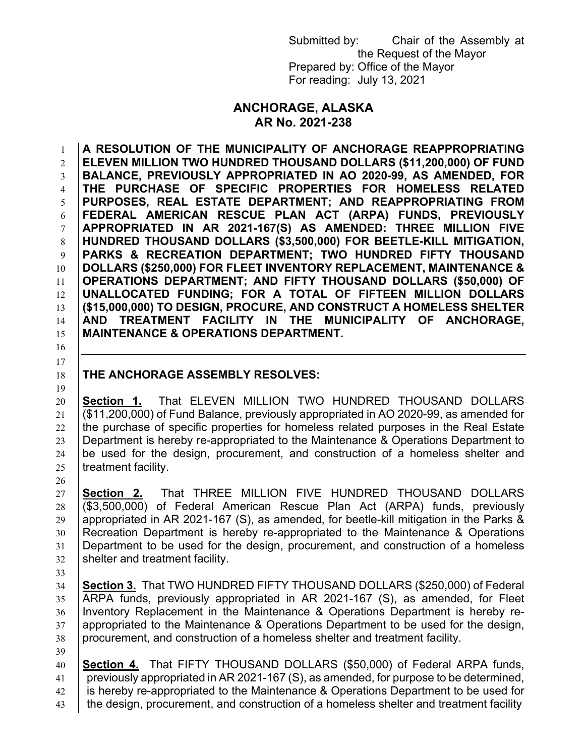Submitted by: Chair of the Assembly at the Request of the Mayor
Prepared by: Office of the Mayor
For reading: July 13, 2021

# ANCHORAGE, ALASKA
# AR No. 2021-238

**A RESOLUTION OF THE MUNICIPALITY OF ANCHORAGE REAPPROPRIATING ELEVEN MILLION TWO HUNDRED THOUSAND DOLLARS ($11,200,000) OF FUND BALANCE, PREVIOUSLY APPROPRIATED IN AO 2020-99, AS AMENDED, FOR THE PURCHASE OF SPECIFIC PROPERTIES FOR HOMELESS RELATED PURPOSES, REAL ESTATE DEPARTMENT; AND REAPPROPRIATING FROM FEDERAL AMERICAN RESCUE PLAN ACT (ARPA) FUNDS, PREVIOUSLY APPROPRIATED IN AR 2021-167(S) AS AMENDED: THREE MILLION FIVE HUNDRED THOUSAND DOLLARS ($3,500,000) FOR BEETLE-KILL MITIGATION, PARKS & RECREATION DEPARTMENT; TWO HUNDRED FIFTY THOUSAND DOLLARS ($250,000) FOR FLEET INVENTORY REPLACEMENT, MAINTENANCE & OPERATIONS DEPARTMENT; AND FIFTY THOUSAND DOLLARS ($50,000) OF UNALLOCATED FUNDING; FOR A TOTAL OF FIFTEEN MILLION DOLLARS ($15,000,000) TO DESIGN, PROCURE, AND CONSTRUCT A HOMELESS SHELTER AND TREATMENT FACILITY IN THE MUNICIPALITY OF ANCHORAGE, MAINTENANCE & OPERATIONS DEPARTMENT.**

---

**THE ANCHORAGE ASSEMBLY RESOLVES:**

**Section 1.** That ELEVEN MILLION TWO HUNDRED THOUSAND DOLLARS ($11,200,000) of Fund Balance, previously appropriated in AO 2020-99, as amended for the purchase of specific properties for homeless related purposes in the Real Estate Department is hereby re-appropriated to the Maintenance & Operations Department to be used for the design, procurement, and construction of a homeless shelter and treatment facility.

**Section 2.** That THREE MILLION FIVE HUNDRED THOUSAND DOLLARS ($3,500,000) of Federal American Rescue Plan Act (ARPA) funds, previously appropriated in AR 2021-167 (S), as amended, for beetle-kill mitigation in the Parks & Recreation Department is hereby re-appropriated to the Maintenance & Operations Department to be used for the design, procurement, and construction of a homeless shelter and treatment facility.

**Section 3.** That TWO HUNDRED FIFTY THOUSAND DOLLARS ($250,000) of Federal ARPA funds, previously appropriated in AR 2021-167 (S), as amended, for Fleet Inventory Replacement in the Maintenance & Operations Department is hereby re-appropriated to the Maintenance & Operations Department to be used for the design, procurement, and construction of a homeless shelter and treatment facility.

**Section 4.** That FIFTY THOUSAND DOLLARS ($50,000) of Federal ARPA funds, previously appropriated in AR 2021-167 (S), as amended, for purpose to be determined, is hereby re-appropriated to the Maintenance & Operations Department to be used for the design, procurement, and construction of a homeless shelter and treatment facility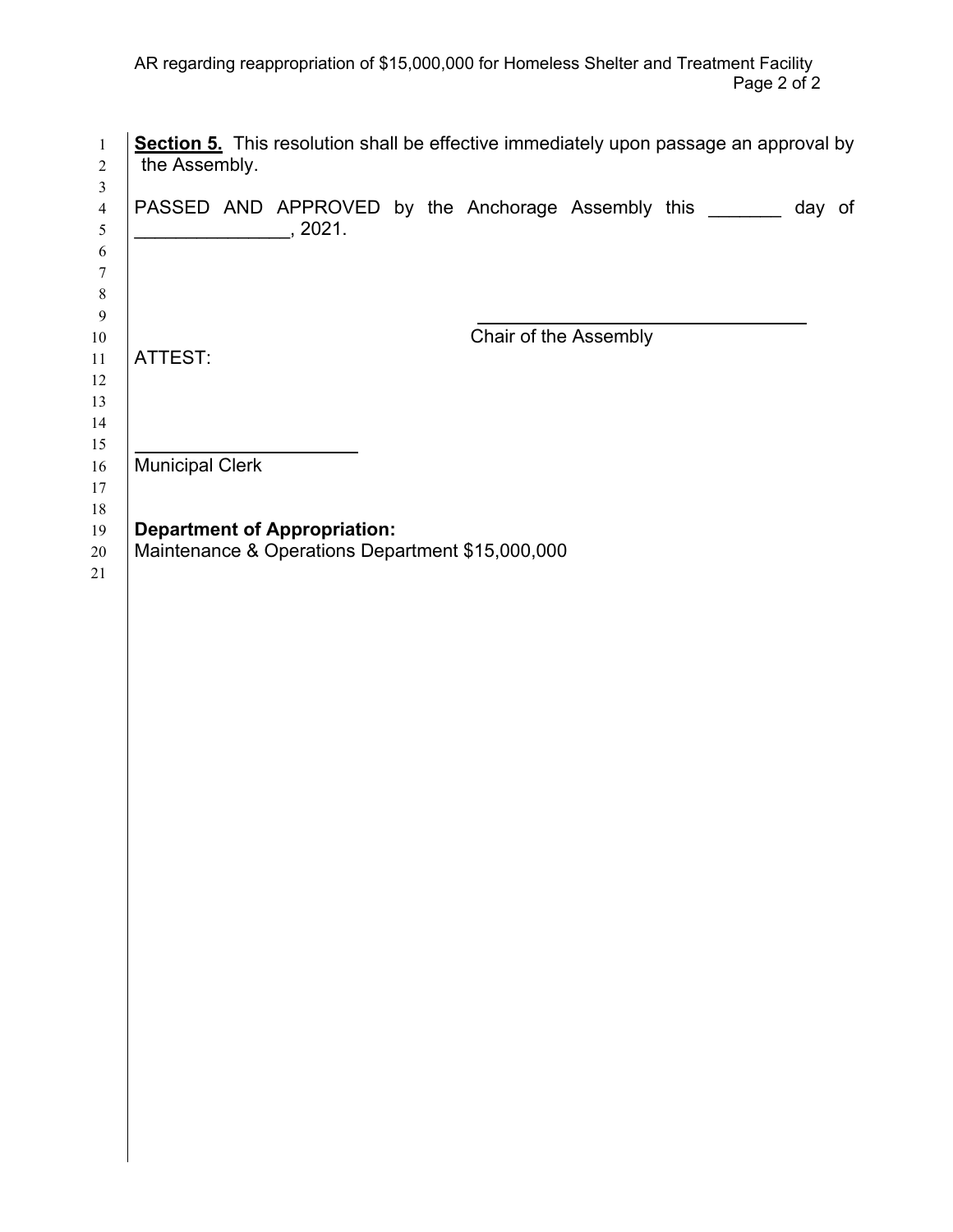**Section 5.** This resolution shall be effective immediately upon passage an approval by the Assembly.

PASSED AND APPROVED by the Anchorage Assembly this _______ day of _______________, 2021.

_________________________________
Chair of the Assembly

ATTEST:

_______________________
Municipal Clerk

**Department of Appropriation:**
Maintenance & Operations Department $15,000,000